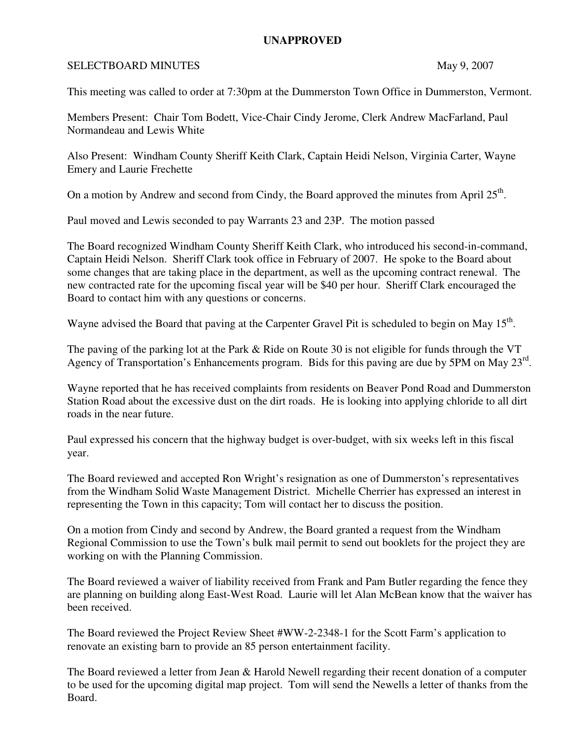**UNAPPROVED**

SELECTBOARD MINUTES May 9, 2007

This meeting was called to order at 7:30pm at the Dummerston Town Office in Dummerston, Vermont.

Members Present: Chair Tom Bodett, Vice-Chair Cindy Jerome, Clerk Andrew MacFarland, Paul Normandeau and Lewis White

Also Present: Windham County Sheriff Keith Clark, Captain Heidi Nelson, Virginia Carter, Wayne Emery and Laurie Frechette

On a motion by Andrew and second from Cindy, the Board approved the minutes from April 25th.

Paul moved and Lewis seconded to pay Warrants 23 and 23P. The motion passed

The Board recognized Windham County Sheriff Keith Clark, who introduced his second-in-command, Captain Heidi Nelson. Sheriff Clark took office in February of 2007. He spoke to the Board about some changes that are taking place in the department, as well as the upcoming contract renewal. The new contracted rate for the upcoming fiscal year will be $40 per hour. Sheriff Clark encouraged the Board to contact him with any questions or concerns.

Wayne advised the Board that paving at the Carpenter Gravel Pit is scheduled to begin on May 15th.

The paving of the parking lot at the Park & Ride on Route 30 is not eligible for funds through the VT Agency of Transportation's Enhancements program. Bids for this paving are due by 5PM on May 23rd.

Wayne reported that he has received complaints from residents on Beaver Pond Road and Dummerston Station Road about the excessive dust on the dirt roads. He is looking into applying chloride to all dirt roads in the near future.

Paul expressed his concern that the highway budget is over-budget, with six weeks left in this fiscal year.

The Board reviewed and accepted Ron Wright's resignation as one of Dummerston's representatives from the Windham Solid Waste Management District. Michelle Cherrier has expressed an interest in representing the Town in this capacity; Tom will contact her to discuss the position.

On a motion from Cindy and second by Andrew, the Board granted a request from the Windham Regional Commission to use the Town's bulk mail permit to send out booklets for the project they are working on with the Planning Commission.

The Board reviewed a waiver of liability received from Frank and Pam Butler regarding the fence they are planning on building along East-West Road. Laurie will let Alan McBean know that the waiver has been received.

The Board reviewed the Project Review Sheet #WW-2-2348-1 for the Scott Farm's application to renovate an existing barn to provide an 85 person entertainment facility.

The Board reviewed a letter from Jean & Harold Newell regarding their recent donation of a computer to be used for the upcoming digital map project. Tom will send the Newells a letter of thanks from the Board.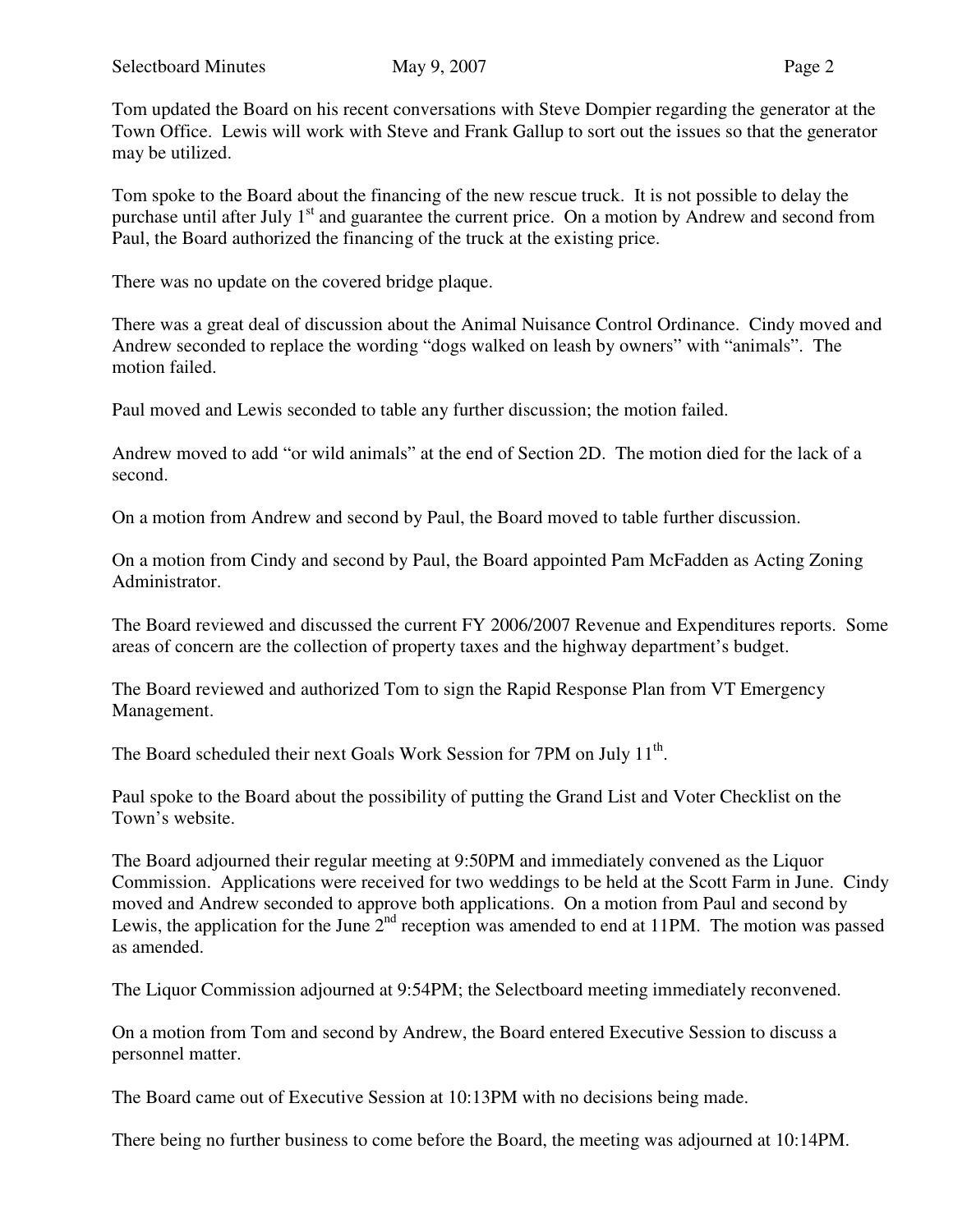Tom updated the Board on his recent conversations with Steve Dompier regarding the generator at the Town Office. Lewis will work with Steve and Frank Gallup to sort out the issues so that the generator may be utilized.

Tom spoke to the Board about the financing of the new rescue truck. It is not possible to delay the purchase until after July 1st and guarantee the current price. On a motion by Andrew and second from Paul, the Board authorized the financing of the truck at the existing price.

There was no update on the covered bridge plaque.

There was a great deal of discussion about the Animal Nuisance Control Ordinance. Cindy moved and Andrew seconded to replace the wording "dogs walked on leash by owners" with "animals". The motion failed.

Paul moved and Lewis seconded to table any further discussion; the motion failed.

Andrew moved to add "or wild animals" at the end of Section 2D. The motion died for the lack of a second.

On a motion from Andrew and second by Paul, the Board moved to table further discussion.

On a motion from Cindy and second by Paul, the Board appointed Pam McFadden as Acting Zoning Administrator.

The Board reviewed and discussed the current FY 2006/2007 Revenue and Expenditures reports. Some areas of concern are the collection of property taxes and the highway department's budget.

The Board reviewed and authorized Tom to sign the Rapid Response Plan from VT Emergency Management.

The Board scheduled their next Goals Work Session for 7PM on July 11th.

Paul spoke to the Board about the possibility of putting the Grand List and Voter Checklist on the Town's website.

The Board adjourned their regular meeting at 9:50PM and immediately convened as the Liquor Commission. Applications were received for two weddings to be held at the Scott Farm in June. Cindy moved and Andrew seconded to approve both applications. On a motion from Paul and second by Lewis, the application for the June 2nd reception was amended to end at 11PM. The motion was passed as amended.

The Liquor Commission adjourned at 9:54PM; the Selectboard meeting immediately reconvened.

On a motion from Tom and second by Andrew, the Board entered Executive Session to discuss a personnel matter.

The Board came out of Executive Session at 10:13PM with no decisions being made.

There being no further business to come before the Board, the meeting was adjourned at 10:14PM.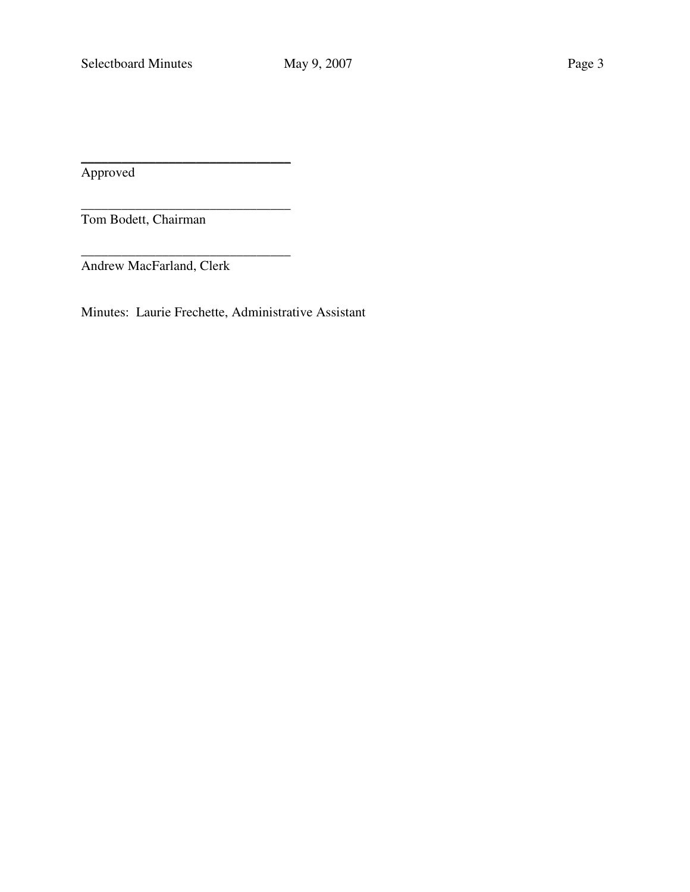_______________________________
Approved

_______________________________
Tom Bodett, Chairman

_______________________________
Andrew MacFarland, Clerk

Minutes: Laurie Frechette, Administrative Assistant